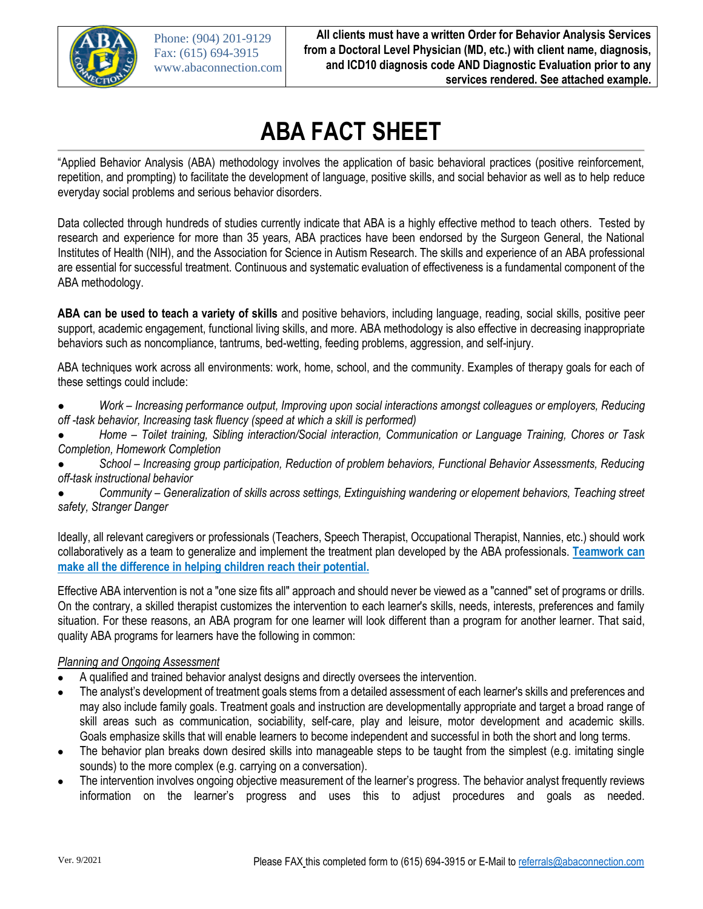Phone: (904) 201-9129
Fax: (615) 694-3915
www.abaconnection.com

**All clients must have a written Order for Behavior Analysis Services from a Doctoral Level Physician (MD, etc.) with client name, diagnosis, and ICD10 diagnosis code AND Diagnostic Evaluation prior to any services rendered. See attached example.**

# ABA FACT SHEET

"Applied Behavior Analysis (ABA) methodology involves the application of basic behavioral practices (positive reinforcement, repetition, and prompting) to facilitate the development of language, positive skills, and social behavior as well as to help reduce everyday social problems and serious behavior disorders.

Data collected through hundreds of studies currently indicate that ABA is a highly effective method to teach others. Tested by research and experience for more than 35 years, ABA practices have been endorsed by the Surgeon General, the National Institutes of Health (NIH), and the Association for Science in Autism Research. The skills and experience of an ABA professional are essential for successful treatment. Continuous and systematic evaluation of effectiveness is a fundamental component of the ABA methodology.

**ABA can be used to teach a variety of skills** and positive behaviors, including language, reading, social skills, positive peer support, academic engagement, functional living skills, and more. ABA methodology is also effective in decreasing inappropriate behaviors such as noncompliance, tantrums, bed-wetting, feeding problems, aggression, and self-injury.

ABA techniques work across all environments: work, home, school, and the community. Examples of therapy goals for each of these settings could include:

- *Work – Increasing performance output, Improving upon social interactions amongst colleagues or employers, Reducing off -task behavior, Increasing task fluency (speed at which a skill is performed)*
- *Home – Toilet training, Sibling interaction/Social interaction, Communication or Language Training, Chores or Task Completion, Homework Completion*
- *School – Increasing group participation, Reduction of problem behaviors, Functional Behavior Assessments, Reducing off-task instructional behavior*
- *Community – Generalization of skills across settings, Extinguishing wandering or elopement behaviors, Teaching street safety, Stranger Danger*

Ideally, all relevant caregivers or professionals (Teachers, Speech Therapist, Occupational Therapist, Nannies, etc.) should work collaboratively as a team to generalize and implement the treatment plan developed by the ABA professionals. **Teamwork can make all the difference in helping children reach their potential.**

Effective ABA intervention is not a "one size fits all" approach and should never be viewed as a "canned" set of programs or drills. On the contrary, a skilled therapist customizes the intervention to each learner's skills, needs, interests, preferences and family situation. For these reasons, an ABA program for one learner will look different than a program for another learner. That said, quality ABA programs for learners have the following in common:

*Planning and Ongoing Assessment*

- A qualified and trained behavior analyst designs and directly oversees the intervention.
- The analyst's development of treatment goals stems from a detailed assessment of each learner's skills and preferences and may also include family goals. Treatment goals and instruction are developmentally appropriate and target a broad range of skill areas such as communication, sociability, self-care, play and leisure, motor development and academic skills. Goals emphasize skills that will enable learners to become independent and successful in both the short and long terms.
- The behavior plan breaks down desired skills into manageable steps to be taught from the simplest (e.g. imitating single sounds) to the more complex (e.g. carrying on a conversation).
- The intervention involves ongoing objective measurement of the learner's progress. The behavior analyst frequently reviews information on the learner's progress and uses this to adjust procedures and goals as needed.

Ver. 9/2021

Please FAX this completed form to (615) 694-3915 or E-Mail to referrals@abaconnection.com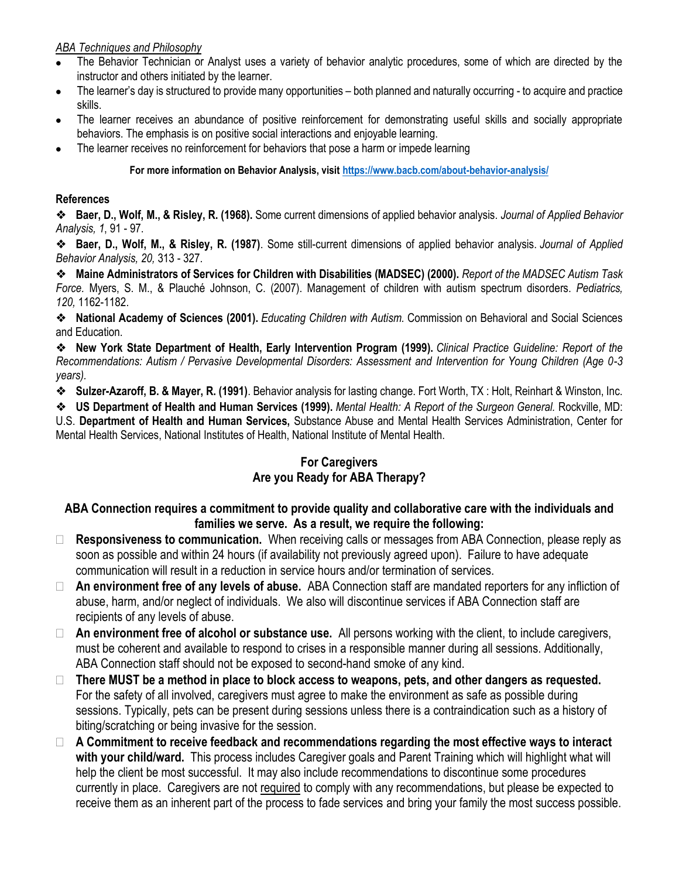*ABA Techniques and Philosophy*

- The Behavior Technician or Analyst uses a variety of behavior analytic procedures, some of which are directed by the instructor and others initiated by the learner.
- The learner's day is structured to provide many opportunities – both planned and naturally occurring - to acquire and practice skills.
- The learner receives an abundance of positive reinforcement for demonstrating useful skills and socially appropriate behaviors. The emphasis is on positive social interactions and enjoyable learning.
- The learner receives no reinforcement for behaviors that pose a harm or impede learning

**For more information on Behavior Analysis, visit [https://www.bacb.com/about-behavior-analysis/](https://www.bacb.com/about-behavior-analysis/)**

**References**

❖ **Baer, D., Wolf, M., & Risley, R. (1968).** Some current dimensions of applied behavior analysis. *Journal of Applied Behavior Analysis, 1*, 91 - 97.

❖ **Baer, D., Wolf, M., & Risley, R. (1987)**. Some still-current dimensions of applied behavior analysis. *Journal of Applied Behavior Analysis, 20,* 313 - 327.

❖ **Maine Administrators of Services for Children with Disabilities (MADSEC) (2000).** *Report of the MADSEC Autism Task Force.* Myers, S. M., & Plauché Johnson, C. (2007). Management of children with autism spectrum disorders. *Pediatrics, 120,* 1162-1182.

❖ **National Academy of Sciences (2001).** *Educating Children with Autism.* Commission on Behavioral and Social Sciences and Education.

❖ **New York State Department of Health, Early Intervention Program (1999).** *Clinical Practice Guideline: Report of the Recommendations: Autism / Pervasive Developmental Disorders: Assessment and Intervention for Young Children (Age 0-3 years).*

❖ **Sulzer-Azaroff, B. & Mayer, R. (1991)**. Behavior analysis for lasting change. Fort Worth, TX : Holt, Reinhart & Winston, Inc.

❖ **US Department of Health and Human Services (1999).** *Mental Health: A Report of the Surgeon General.* Rockville, MD: U.S. **Department of Health and Human Services,** Substance Abuse and Mental Health Services Administration, Center for Mental Health Services, National Institutes of Health, National Institute of Mental Health.

## For Caregivers
## Are you Ready for ABA Therapy?

**ABA Connection requires a commitment to provide quality and collaborative care with the individuals and families we serve. As a result, we require the following:**

- ☐ **Responsiveness to communication.** When receiving calls or messages from ABA Connection, please reply as soon as possible and within 24 hours (if availability not previously agreed upon). Failure to have adequate communication will result in a reduction in service hours and/or termination of services.
- ☐ **An environment free of any levels of abuse.** ABA Connection staff are mandated reporters for any infliction of abuse, harm, and/or neglect of individuals. We also will discontinue services if ABA Connection staff are recipients of any levels of abuse.
- ☐ **An environment free of alcohol or substance use.** All persons working with the client, to include caregivers, must be coherent and available to respond to crises in a responsible manner during all sessions. Additionally, ABA Connection staff should not be exposed to second-hand smoke of any kind.
- ☐ **There MUST be a method in place to block access to weapons, pets, and other dangers as requested.** For the safety of all involved, caregivers must agree to make the environment as safe as possible during sessions. Typically, pets can be present during sessions unless there is a contraindication such as a history of biting/scratching or being invasive for the session.
- ☐ **A Commitment to receive feedback and recommendations regarding the most effective ways to interact with your child/ward.** This process includes Caregiver goals and Parent Training which will highlight what will help the client be most successful. It may also include recommendations to discontinue some procedures currently in place. Caregivers are not required to comply with any recommendations, but please be expected to receive them as an inherent part of the process to fade services and bring your family the most success possible.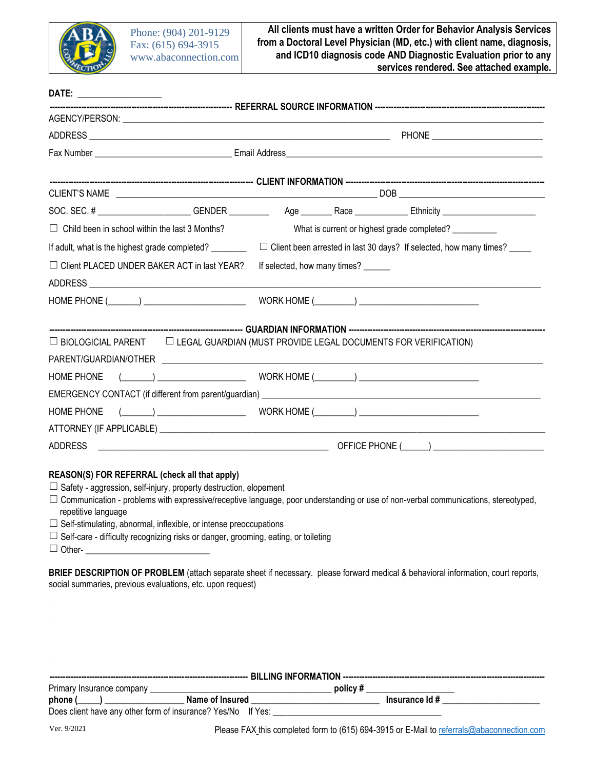Phone: (904) 201-9129
Fax: (615) 694-3915
www.abaconnection.com

**All clients must have a written Order for Behavior Analysis Services from a Doctoral Level Physician (MD, etc.) with client name, diagnosis, and ICD10 diagnosis code AND Diagnostic Evaluation prior to any services rendered. See attached example.**

**DATE:** ________________

## REFERRAL SOURCE INFORMATION

AGENCY/PERSON: ______________________________________________

ADDRESS ______________________________________________ PHONE ______________________

Fax Number ___________________________ Email Address______________________________________

## CLIENT INFORMATION

CLIENT'S NAME ______________________________________________ DOB ___________________________

SOC. SEC. # ___________________ GENDER ________ Age ______ Race ___________ Ethnicity ____________________

☐ Child been in school within the last 3 Months? What is current or highest grade completed? _________

If adult, what is the highest grade completed? ________ ☐ Client been arrested in last 30 days? If selected, how many times? _____

☐ Client PLACED UNDER BAKER ACT in last YEAR? If selected, how many times? ______

ADDRESS ______________________________________________________________________________

HOME PHONE (______) ____________________ WORK HOME (________) ________________________

## GUARDIAN INFORMATION

☐ BIOLOGICIAL PARENT ☐ LEGAL GUARDIAN (MUST PROVIDE LEGAL DOCUMENTS FOR VERIFICATION)

PARENT/GUARDIAN/OTHER ______________________________________________________________

HOME PHONE (______) __________________ WORK HOME (________) ________________________

EMERGENCY CONTACT (if different from parent/guardian) ____________________________________________

HOME PHONE (______) __________________ WORK HOME (________) ________________________

ATTORNEY (IF APPLICABLE) ____________________________________________________________

ADDRESS ____________________________________________ OFFICE PHONE (_____) ______________________

**REASON(S) FOR REFERRAL (check all that apply)**

☐ Safety - aggression, self-injury, property destruction, elopement
☐ Communication - problems with expressive/receptive language, poor understanding or use of non-verbal communications, stereotyped, repetitive language
☐ Self-stimulating, abnormal, inflexible, or intense preoccupations
☐ Self-care - difficulty recognizing risks or danger, grooming, eating, or toileting
☐ Other- _________________________

**BRIEF DESCRIPTION OF PROBLEM** (attach separate sheet if necessary. please forward medical & behavioral information, court reports, social summaries, previous evaluations, etc. upon request)

## BILLING INFORMATION

Primary Insurance company ____________________________________ **policy #** _________________

**phone (_____)** ________________ **Name of Insured** __________________________ **Insurance Id #** ____________________

Does client have any other form of insurance? Yes/No If Yes: __________________________________

Ver. 9/2021

Please FAX this completed form to (615) 694-3915 or E-Mail to referrals@abaconnection.com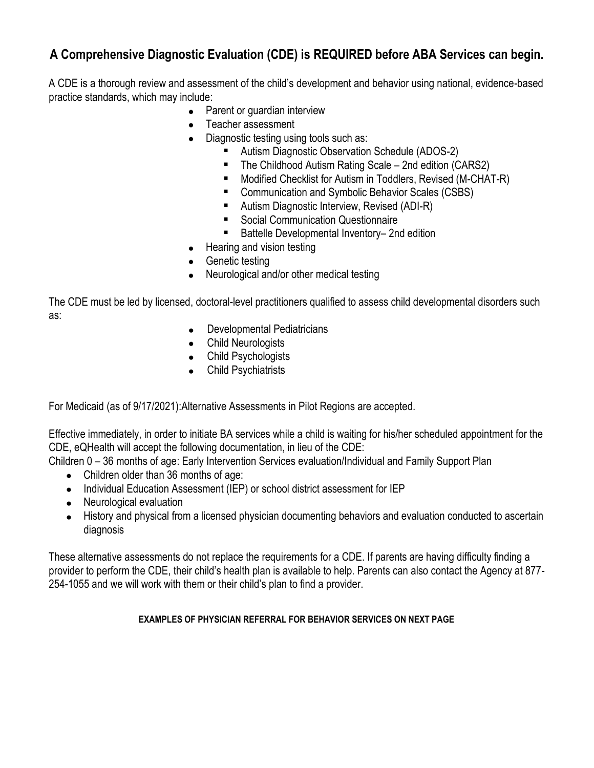## A Comprehensive Diagnostic Evaluation (CDE) is REQUIRED before ABA Services can begin.

A CDE is a thorough review and assessment of the child's development and behavior using national, evidence-based practice standards, which may include:

- Parent or guardian interview
- Teacher assessment
- Diagnostic testing using tools such as:
  - Autism Diagnostic Observation Schedule (ADOS-2)
  - The Childhood Autism Rating Scale – 2nd edition (CARS2)
  - Modified Checklist for Autism in Toddlers, Revised (M-CHAT-R)
  - Communication and Symbolic Behavior Scales (CSBS)
  - Autism Diagnostic Interview, Revised (ADI-R)
  - Social Communication Questionnaire
  - Battelle Developmental Inventory– 2nd edition
- Hearing and vision testing
- Genetic testing
- Neurological and/or other medical testing

The CDE must be led by licensed, doctoral-level practitioners qualified to assess child developmental disorders such as:

- Developmental Pediatricians
- Child Neurologists
- Child Psychologists
- Child Psychiatrists

For Medicaid (as of 9/17/2021):Alternative Assessments in Pilot Regions are accepted.

Effective immediately, in order to initiate BA services while a child is waiting for his/her scheduled appointment for the CDE, eQHealth will accept the following documentation, in lieu of the CDE:

Children 0 – 36 months of age: Early Intervention Services evaluation/Individual and Family Support Plan

- Children older than 36 months of age:
- Individual Education Assessment (IEP) or school district assessment for IEP
- Neurological evaluation
- History and physical from a licensed physician documenting behaviors and evaluation conducted to ascertain diagnosis

These alternative assessments do not replace the requirements for a CDE. If parents are having difficulty finding a provider to perform the CDE, their child's health plan is available to help. Parents can also contact the Agency at 877-254-1055 and we will work with them or their child's plan to find a provider.

**EXAMPLES OF PHYSICIAN REFERRAL FOR BEHAVIOR SERVICES ON NEXT PAGE**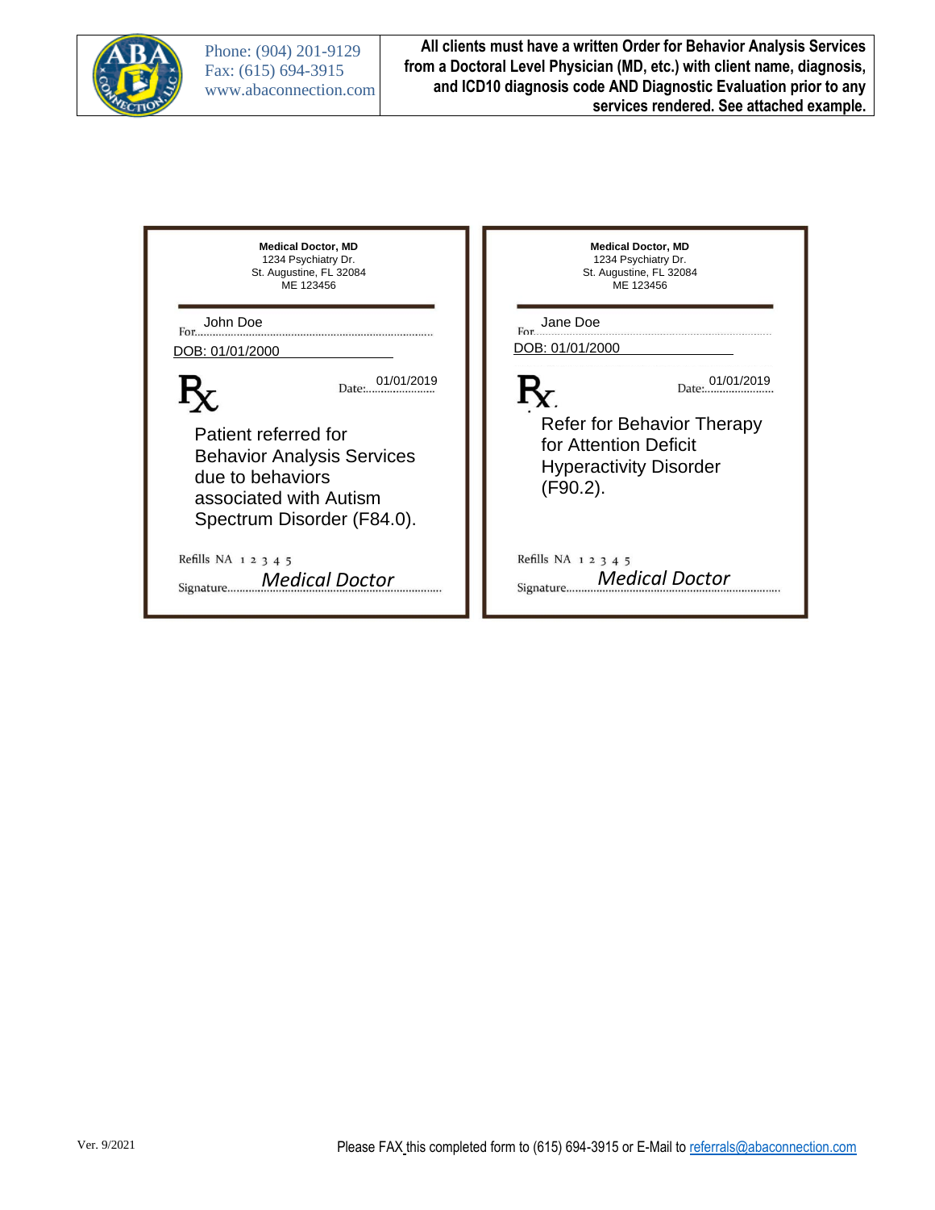Phone: (904) 201-9129
Fax: (615) 694-3915
www.abaconnection.com

**All clients must have a written Order for Behavior Analysis Services from a Doctoral Level Physician (MD, etc.) with client name, diagnosis, and ICD10 diagnosis code AND Diagnostic Evaluation prior to any services rendered. See attached example.**

---

**Medical Doctor, MD**
1234 Psychiatry Dr.
St. Augustine, FL 32084
ME 123456

For: John Doe

DOB: 01/01/2000

℞ Date: 01/01/2019

Patient referred for Behavior Analysis Services due to behaviors associated with Autism Spectrum Disorder (F84.0).

Refills NA 1 2 3 4 5

Signature: *Medical Doctor*

---

**Medical Doctor, MD**
1234 Psychiatry Dr.
St. Augustine, FL 32084
ME 123456

For: Jane Doe

DOB: 01/01/2000

℞ Date: 01/01/2019

Refer for Behavior Therapy for Attention Deficit Hyperactivity Disorder (F90.2).

Refills NA 1 2 3 4 5

Signature: *Medical Doctor*

---

Ver. 9/2021

Please FAX this completed form to (615) 694-3915 or E-Mail to referrals@abaconnection.com